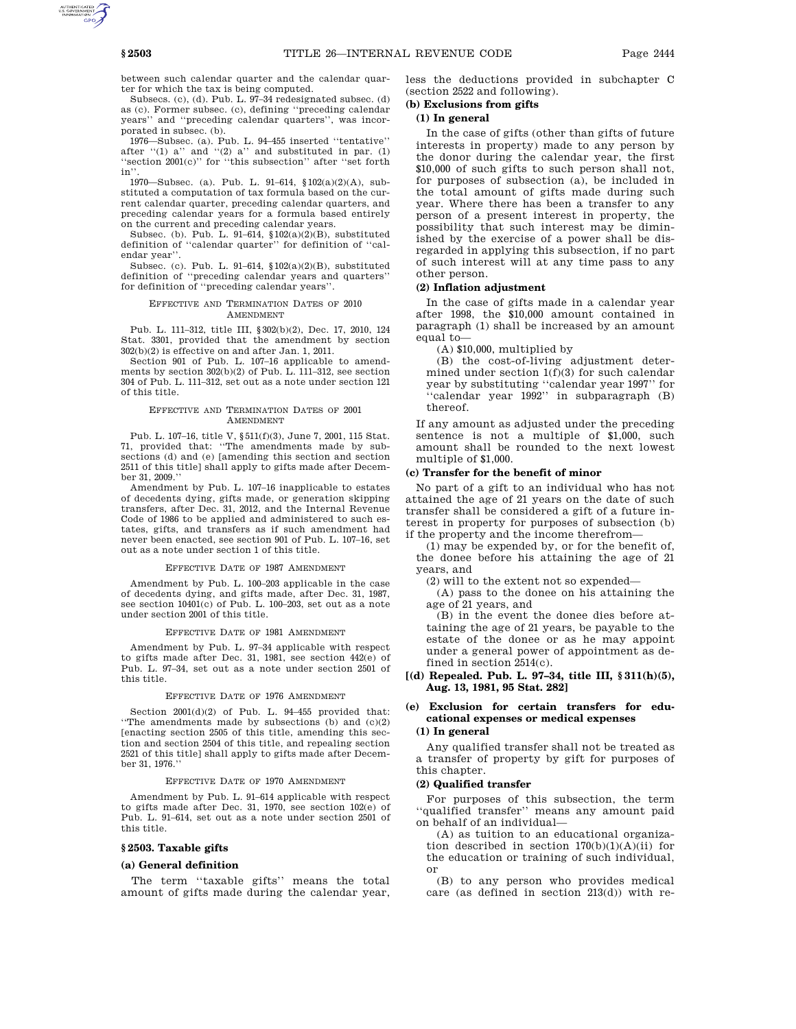between such calendar quarter and the calendar quarter for which the tax is being computed.

Subsecs. (c), (d). Pub. L. 97–34 redesignated subsec. (d) as (c). Former subsec. (c), defining ''preceding calendar years'' and ''preceding calendar quarters'', was incorporated in subsec. (b).

1976—Subsec. (a). Pub. L. 94–455 inserted ''tentative'' after ''(1) a'' and ''(2) a'' and substituted in par. (1) ''section 2001(c)'' for ''this subsection'' after ''set forth in''.

1970—Subsec. (a). Pub. L. 91–614, §102(a)(2)(A), substituted a computation of tax formula based on the current calendar quarter, preceding calendar quarters, and preceding calendar years for a formula based entirely on the current and preceding calendar years.

Subsec. (b). Pub. L. 91–614, §102(a)(2)(B), substituted definition of ''calendar quarter'' for definition of ''calendar year''.

Subsec. (c). Pub. L. 91–614, §102(a)(2)(B), substituted definition of ''preceding calendar years and quarters'' for definition of ''preceding calendar years''.

EFFECTIVE AND TERMINATION DATES OF 2010 AMENDMENT

Pub. L. 111–312, title III, §302(b)(2), Dec. 17, 2010, 124 Stat. 3301, provided that the amendment by section 302(b)(2) is effective on and after Jan. 1, 2011.

Section 901 of Pub. L. 107–16 applicable to amendments by section 302(b)(2) of Pub. L. 111–312, see section 304 of Pub. L. 111–312, set out as a note under section 121 of this title.

EFFECTIVE AND TERMINATION DATES OF 2001 AMENDMENT

Pub. L. 107–16, title V, §511(f)(3), June 7, 2001, 115 Stat. 71, provided that: ''The amendments made by subsections (d) and (e) [amending this section and section 2511 of this title] shall apply to gifts made after December 31, 2009.''

Amendment by Pub. L. 107–16 inapplicable to estates of decedents dying, gifts made, or generation skipping transfers, after Dec. 31, 2012, and the Internal Revenue Code of 1986 to be applied and administered to such estates, gifts, and transfers as if such amendment had never been enacted, see section 901 of Pub. L. 107–16, set out as a note under section 1 of this title.

EFFECTIVE DATE OF 1987 AMENDMENT

Amendment by Pub. L. 100–203 applicable in the case of decedents dying, and gifts made, after Dec. 31, 1987, see section 10401(c) of Pub. L. 100–203, set out as a note under section 2001 of this title.

EFFECTIVE DATE OF 1981 AMENDMENT

Amendment by Pub. L. 97–34 applicable with respect to gifts made after Dec. 31, 1981, see section 442(e) of Pub. L. 97–34, set out as a note under section 2501 of this title.

EFFECTIVE DATE OF 1976 AMENDMENT

Section 2001(d)(2) of Pub. L. 94–455 provided that: ''The amendments made by subsections (b) and (c)(2) [enacting section 2505 of this title, amending this section and section 2504 of this title, and repealing section 2521 of this title] shall apply to gifts made after December 31, 1976.''

EFFECTIVE DATE OF 1970 AMENDMENT

Amendment by Pub. L. 91–614 applicable with respect to gifts made after Dec. 31, 1970, see section 102(e) of Pub. L. 91–614, set out as a note under section 2501 of this title.

## §2503. Taxable gifts

### (a) General definition

The term ''taxable gifts'' means the total amount of gifts made during the calendar year, less the deductions provided in subchapter C (section 2522 and following).

### (b) Exclusions from gifts

#### (1) In general

In the case of gifts (other than gifts of future interests in property) made to any person by the donor during the calendar year, the first $10,000 of such gifts to such person shall not, for purposes of subsection (a), be included in the total amount of gifts made during such year. Where there has been a transfer to any person of a present interest in property, the possibility that such interest may be diminished by the exercise of a power shall be disregarded in applying this subsection, if no part of such interest will at any time pass to any other person.

#### (2) Inflation adjustment

In the case of gifts made in a calendar year after 1998, the $10,000 amount contained in paragraph (1) shall be increased by an amount equal to—

(A) $10,000, multiplied by

(B) the cost-of-living adjustment determined under section 1(f)(3) for such calendar year by substituting ''calendar year 1997'' for ''calendar year 1992'' in subparagraph (B) thereof.

If any amount as adjusted under the preceding sentence is not a multiple of $1,000, such amount shall be rounded to the next lowest multiple of $1,000.

### (c) Transfer for the benefit of minor

No part of a gift to an individual who has not attained the age of 21 years on the date of such transfer shall be considered a gift of a future interest in property for purposes of subsection (b) if the property and the income therefrom—

(1) may be expended by, or for the benefit of, the donee before his attaining the age of 21 years, and

(2) will to the extent not so expended—

(A) pass to the donee on his attaining the age of 21 years, and

(B) in the event the donee dies before attaining the age of 21 years, be payable to the estate of the donee or as he may appoint under a general power of appointment as defined in section 2514(c).

### [(d) Repealed. Pub. L. 97–34, title III, §311(h)(5), Aug. 13, 1981, 95 Stat. 282]

### (e) Exclusion for certain transfers for educational expenses or medical expenses

#### (1) In general

Any qualified transfer shall not be treated as a transfer of property by gift for purposes of this chapter.

#### (2) Qualified transfer

For purposes of this subsection, the term ''qualified transfer'' means any amount paid on behalf of an individual—

(A) as tuition to an educational organization described in section 170(b)(1)(A)(ii) for the education or training of such individual, or

(B) to any person who provides medical care (as defined in section 213(d)) with re-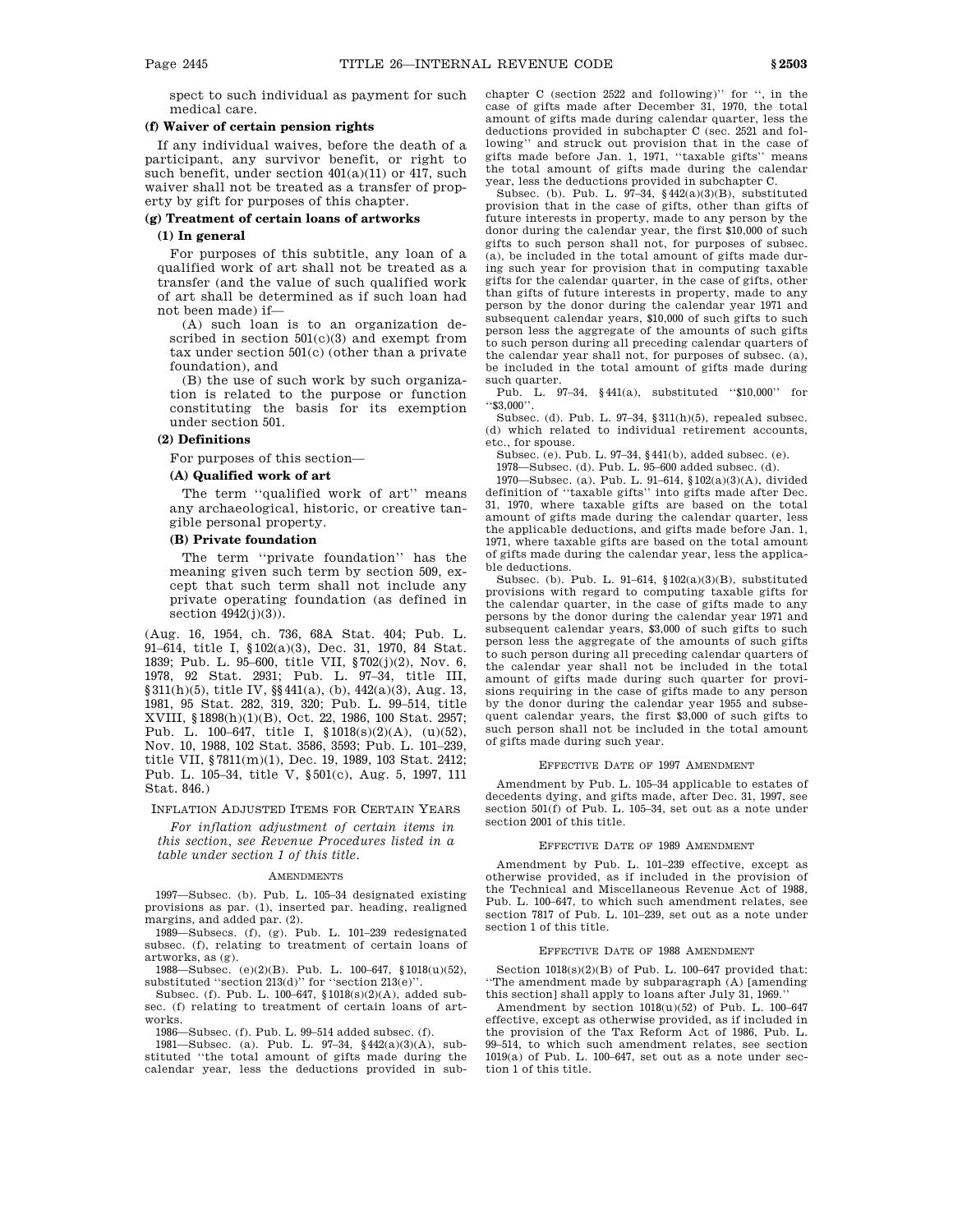spect to such individual as payment for such medical care.

**(f) Waiver of certain pension rights**

If any individual waives, before the death of a participant, any survivor benefit, or right to such benefit, under section 401(a)(11) or 417, such waiver shall not be treated as a transfer of property by gift for purposes of this chapter.

**(g) Treatment of certain loans of artworks**

**(1) In general**

For purposes of this subtitle, any loan of a qualified work of art shall not be treated as a transfer (and the value of such qualified work of art shall be determined as if such loan had not been made) if—

(A) such loan is to an organization described in section 501(c)(3) and exempt from tax under section 501(c) (other than a private foundation), and

(B) the use of such work by such organization is related to the purpose or function constituting the basis for its exemption under section 501.

**(2) Definitions**

For purposes of this section—

**(A) Qualified work of art**

The term ''qualified work of art'' means any archaeological, historic, or creative tangible personal property.

**(B) Private foundation**

The term ''private foundation'' has the meaning given such term by section 509, except that such term shall not include any private operating foundation (as defined in section 4942(j)(3)).

(Aug. 16, 1954, ch. 736, 68A Stat. 404; Pub. L. 91–614, title I, §102(a)(3), Dec. 31, 1970, 84 Stat. 1839; Pub. L. 95–600, title VII, §702(j)(2), Nov. 6, 1978, 92 Stat. 2931; Pub. L. 97–34, title III, §311(h)(5), title IV, §§441(a), (b), 442(a)(3), Aug. 13, 1981, 95 Stat. 282, 319, 320; Pub. L. 99–514, title XVIII, §1898(h)(1)(B), Oct. 22, 1986, 100 Stat. 2957; Pub. L. 100–647, title I, §1018(s)(2)(A), (u)(52), Nov. 10, 1988, 102 Stat. 3586, 3593; Pub. L. 101–239, title VII, §7811(m)(1), Dec. 19, 1989, 103 Stat. 2412; Pub. L. 105–34, title V, §501(c), Aug. 5, 1997, 111 Stat. 846.)

INFLATION ADJUSTED ITEMS FOR CERTAIN YEARS

*For inflation adjustment of certain items in this section, see Revenue Procedures listed in a table under section 1 of this title.*

AMENDMENTS

1997—Subsec. (b). Pub. L. 105–34 designated existing provisions as par. (1), inserted par. heading, realigned margins, and added par. (2).

1989—Subsecs. (f), (g). Pub. L. 101–239 redesignated subsec. (f), relating to treatment of certain loans of artworks, as (g).

1988—Subsec. (e)(2)(B). Pub. L. 100–647, §1018(u)(52), substituted ''section 213(d)'' for ''section 213(e)''.

Subsec. (f). Pub. L. 100–647, §1018(s)(2)(A), added subsec. (f) relating to treatment of certain loans of artworks.

1986—Subsec. (f). Pub. L. 99–514 added subsec. (f).

1981—Subsec. (a). Pub. L. 97–34, §442(a)(3)(A), substituted ''the total amount of gifts made during the calendar year, less the deductions provided in subchapter C (section 2522 and following)'' for '', in the case of gifts made after December 31, 1970, the total amount of gifts made during calendar quarter, less the deductions provided in subchapter C (sec. 2521 and following'' and struck out provision that in the case of gifts made before Jan. 1, 1971, ''taxable gifts'' means the total amount of gifts made during the calendar year, less the deductions provided in subchapter C.

Subsec. (b). Pub. L. 97–34, §442(a)(3)(B), substituted provision that in the case of gifts, other than gifts of future interests in property, made to any person by the donor during the calendar year, the first $10,000 of such gifts to such person shall not, for purposes of subsec. (a), be included in the total amount of gifts made during such year for provision that in computing taxable gifts for the calendar quarter, in the case of gifts, other than gifts of future interests in property, made to any person by the donor during the calendar year 1971 and subsequent calendar years, $10,000 of such gifts to such person less the aggregate of the amounts of such gifts to such person during all preceding calendar quarters of the calendar year shall not, for purposes of subsec. (a), be included in the total amount of gifts made during such quarter.

Pub. L. 97–34, §441(a), substituted ''$10,000'' for ''$3,000''.

Subsec. (d). Pub. L. 97–34, §311(h)(5), repealed subsec. (d) which related to individual retirement accounts, etc., for spouse.

Subsec. (e). Pub. L. 97–34, §441(b), added subsec. (e).

1978—Subsec. (d). Pub. L. 95–600 added subsec. (d).

1970—Subsec. (a). Pub. L. 91–614, §102(a)(3)(A), divided definition of ''taxable gifts'' into gifts made after Dec. 31, 1970, where taxable gifts are based on the total amount of gifts made during the calendar quarter, less the applicable deductions, and gifts made before Jan. 1, 1971, where taxable gifts are based on the total amount of gifts made during the calendar year, less the applicable deductions.

Subsec. (b). Pub. L. 91–614, §102(a)(3)(B), substituted provisions with regard to computing taxable gifts for the calendar quarter, in the case of gifts made to any persons by the donor during the calendar year 1971 and subsequent calendar years, $3,000 of such gifts to such person less the aggregate of the amounts of such gifts to such person during all preceding calendar quarters of the calendar year shall not be included in the total amount of gifts made during such quarter for provisions requiring in the case of gifts made to any person by the donor during the calendar year 1955 and subsequent calendar years, the first $3,000 of such gifts to such person shall not be included in the total amount of gifts made during such year.

EFFECTIVE DATE OF 1997 AMENDMENT

Amendment by Pub. L. 105–34 applicable to estates of decedents dying, and gifts made, after Dec. 31, 1997, see section 501(f) of Pub. L. 105–34, set out as a note under section 2001 of this title.

EFFECTIVE DATE OF 1989 AMENDMENT

Amendment by Pub. L. 101–239 effective, except as otherwise provided, as if included in the provision of the Technical and Miscellaneous Revenue Act of 1988, Pub. L. 100–647, to which such amendment relates, see section 7817 of Pub. L. 101–239, set out as a note under section 1 of this title.

EFFECTIVE DATE OF 1988 AMENDMENT

Section 1018(s)(2)(B) of Pub. L. 100–647 provided that: ''The amendment made by subparagraph (A) [amending this section] shall apply to loans after July 31, 1969.''

Amendment by section 1018(u)(52) of Pub. L. 100–647 effective, except as otherwise provided, as if included in the provision of the Tax Reform Act of 1986, Pub. L. 99–514, to which such amendment relates, see section 1019(a) of Pub. L. 100–647, set out as a note under section 1 of this title.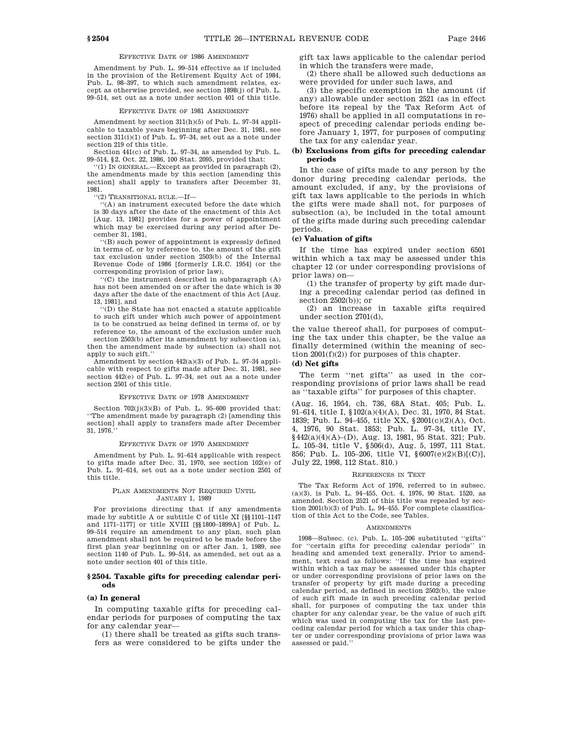EFFECTIVE DATE OF 1986 AMENDMENT

Amendment by Pub. L. 99–514 effective as if included in the provision of the Retirement Equity Act of 1984, Pub. L. 98–397, to which such amendment relates, except as otherwise provided, see section 1898(j) of Pub. L. 99–514, set out as a note under section 401 of this title.

EFFECTIVE DATE OF 1981 AMENDMENT

Amendment by section 311(h)(5) of Pub. L. 97–34 applicable to taxable years beginning after Dec. 31, 1981, see section 311(i)(1) of Pub. L. 97–34, set out as a note under section 219 of this title.

Section 441(c) of Pub. L. 97–34, as amended by Pub. L. 99–514, §2, Oct. 22, 1986, 100 Stat. 2095, provided that:

''(1) IN GENERAL.—Except as provided in paragraph (2), the amendments made by this section [amending this section] shall apply to transfers after December 31, 1981.

''(2) TRANSITIONAL RULE.—If—

''(A) an instrument executed before the date which is 30 days after the date of the enactment of this Act [Aug. 13, 1981] provides for a power of appointment which may be exercised during any period after December 31, 1981,

''(B) such power of appointment is expressly defined in terms of, or by reference to, the amount of the gift tax exclusion under section 2503(b) of the Internal Revenue Code of 1986 [formerly I.R.C. 1954] (or the corresponding provision of prior law),

''(C) the instrument described in subparagraph (A) has not been amended on or after the date which is 30 days after the date of the enactment of this Act [Aug. 13, 1981], and

''(D) the State has not enacted a statute applicable to such gift under which such power of appointment is to be construed as being defined in terms of, or by reference to, the amount of the exclusion under such section 2503(b) after its amendment by subsection (a), then the amendment made by subsection (a) shall not apply to such gift.''

Amendment by section 442(a)(3) of Pub. L. 97–34 applicable with respect to gifts made after Dec. 31, 1981, see section 442(e) of Pub. L. 97–34, set out as a note under section 2501 of this title.

EFFECTIVE DATE OF 1978 AMENDMENT

Section 702(j)(3)(B) of Pub. L. 95–600 provided that: ''The amendment made by paragraph (2) [amending this section] shall apply to transfers made after December 31, 1976.''

EFFECTIVE DATE OF 1970 AMENDMENT

Amendment by Pub. L. 91–614 applicable with respect to gifts made after Dec. 31, 1970, see section 102(e) of Pub. L. 91–614, set out as a note under section 2501 of this title.

PLAN AMENDMENTS NOT REQUIRED UNTIL JANUARY 1, 1989

For provisions directing that if any amendments made by subtitle A or subtitle C of title XI [§§1101–1147 and 1171–1177] or title XVIII [§§1800–1899A] of Pub. L. 99–514 require an amendment to any plan, such plan amendment shall not be required to be made before the first plan year beginning on or after Jan. 1, 1989, see section 1140 of Pub. L. 99–514, as amended, set out as a note under section 401 of this title.

## §2504. Taxable gifts for preceding calendar periods

### (a) In general

In computing taxable gifts for preceding calendar periods for purposes of computing the tax for any calendar year—

(1) there shall be treated as gifts such transfers as were considered to be gifts under the gift tax laws applicable to the calendar period in which the transfers were made,

(2) there shall be allowed such deductions as were provided for under such laws, and

(3) the specific exemption in the amount (if any) allowable under section 2521 (as in effect before its repeal by the Tax Reform Act of 1976) shall be applied in all computations in respect of preceding calendar periods ending before January 1, 1977, for purposes of computing the tax for any calendar year.

### (b) Exclusions from gifts for preceding calendar periods

In the case of gifts made to any person by the donor during preceding calendar periods, the amount excluded, if any, by the provisions of gift tax laws applicable to the periods in which the gifts were made shall not, for purposes of subsection (a), be included in the total amount of the gifts made during such preceding calendar periods.

### (c) Valuation of gifts

If the time has expired under section 6501 within which a tax may be assessed under this chapter 12 (or under corresponding provisions of prior laws) on—

(1) the transfer of property by gift made during a preceding calendar period (as defined in section 2502(b)); or

(2) an increase in taxable gifts required under section 2701(d),

the value thereof shall, for purposes of computing the tax under this chapter, be the value as finally determined (within the meaning of section 2001(f)(2)) for purposes of this chapter.

### (d) Net gifts

The term ''net gifts'' as used in the corresponding provisions of prior laws shall be read as ''taxable gifts'' for purposes of this chapter.

(Aug. 16, 1954, ch. 736, 68A Stat. 405; Pub. L. 91–614, title I, §102(a)(4)(A), Dec. 31, 1970, 84 Stat. 1839; Pub. L. 94–455, title XX, §2001(c)(2)(A), Oct. 4, 1976, 90 Stat. 1853; Pub. L. 97–34, title IV, §442(a)(4)(A)–(D), Aug. 13, 1981, 95 Stat. 321; Pub. L. 105–34, title V, §506(d), Aug. 5, 1997, 111 Stat. 856; Pub. L. 105–206, title VI, §6007(e)(2)(B)[(C)], July 22, 1998, 112 Stat. 810.)

REFERENCES IN TEXT

The Tax Reform Act of 1976, referred to in subsec. (a)(3), is Pub. L. 94–455, Oct. 4, 1976, 90 Stat. 1520, as amended. Section 2521 of this title was repealed by section 2001(b)(3) of Pub. L. 94–455. For complete classification of this Act to the Code, see Tables.

AMENDMENTS

1998—Subsec. (c). Pub. L. 105–206 substituted ''gifts'' for ''certain gifts for preceding calendar periods'' in heading and amended text generally. Prior to amendment, text read as follows: ''If the time has expired within which a tax may be assessed under this chapter or under corresponding provisions of prior laws on the transfer of property by gift made during a preceding calendar period, as defined in section 2502(b), the value of such gift made in such preceding calendar period shall, for purposes of computing the tax under this chapter for any calendar year, be the value of such gift which was used in computing the tax for the last preceding calendar period for which a tax under this chapter or under corresponding provisions of prior laws was assessed or paid.''